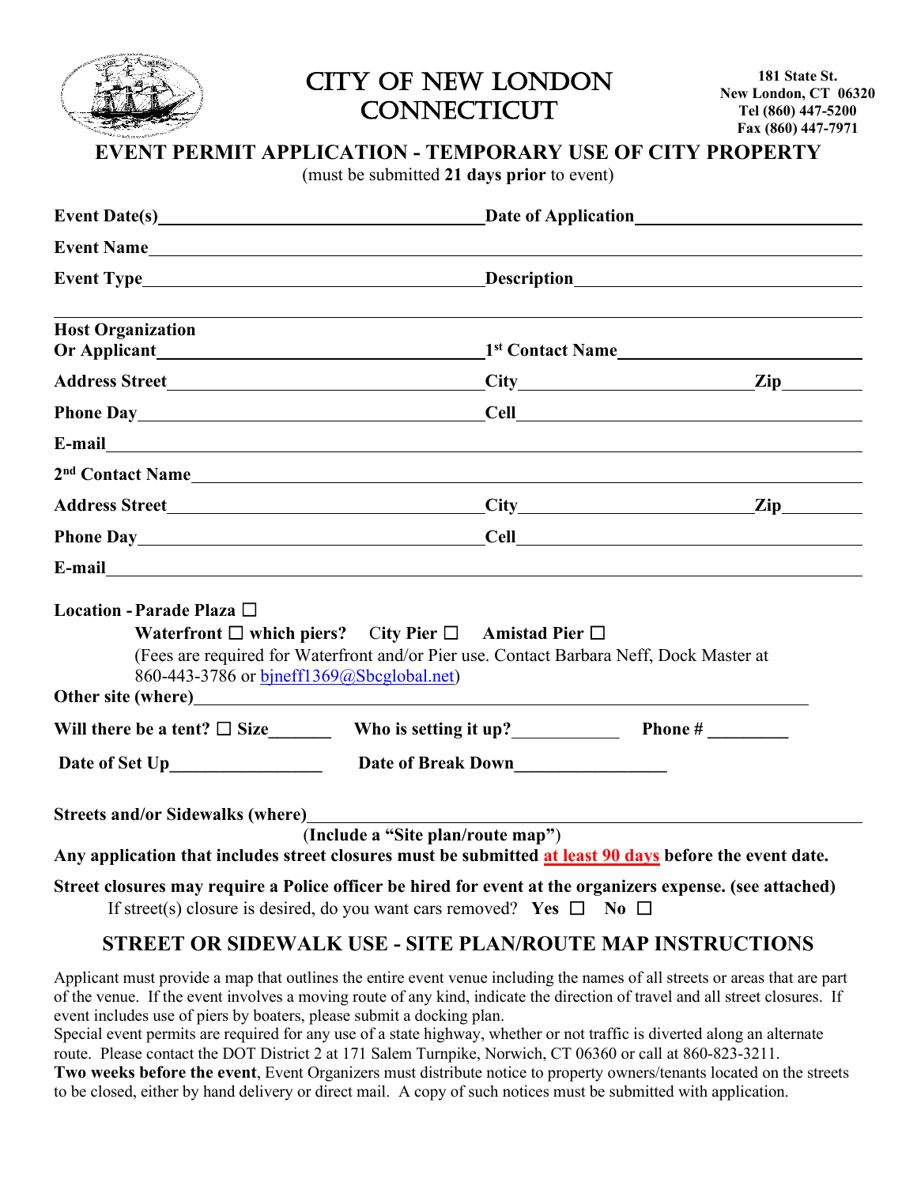# CITY OF NEW LONDON CONNECTICUT

181 State St.
New London, CT 06320
Tel (860) 447-5200
Fax (860) 447-7971

## EVENT PERMIT APPLICATION - TEMPORARY USE OF CITY PROPERTY

(must be submitted **21 days prior** to event)

**Event Date(s)**\_\_\_\_\_\_\_\_\_\_\_\_\_\_\_\_\_\_\_\_\_\_\_\_\_\_\_\_\_\_ **Date of Application**\_\_\_\_\_\_\_\_\_\_\_\_\_\_\_\_\_\_\_\_\_\_\_\_

**Event Name**\_\_\_\_\_\_\_\_\_\_\_\_\_\_\_\_\_\_\_\_\_\_\_\_\_\_\_\_\_\_\_\_\_\_\_\_\_\_\_\_\_\_\_\_\_\_\_\_\_\_\_\_\_\_\_\_\_\_

**Event Type**\_\_\_\_\_\_\_\_\_\_\_\_\_\_\_\_\_\_\_\_\_\_\_\_\_\_\_\_\_\_\_\_\_\_ **Description**\_\_\_\_\_\_\_\_\_\_\_\_\_\_\_\_\_\_\_\_\_\_\_\_\_\_\_\_

**Host Organization Or Applicant**\_\_\_\_\_\_\_\_\_\_\_\_\_\_\_\_\_\_\_\_\_\_\_\_\_\_ **1st Contact Name**\_\_\_\_\_\_\_\_\_\_\_\_\_\_\_\_\_\_\_\_\_\_\_\_

**Address Street**\_\_\_\_\_\_\_\_\_\_\_\_\_\_\_\_\_\_\_\_\_\_\_\_\_\_\_\_\_\_ **City**\_\_\_\_\_\_\_\_\_\_\_\_\_\_\_\_\_\_\_\_ **Zip**\_\_\_\_\_\_\_\_

**Phone Day**\_\_\_\_\_\_\_\_\_\_\_\_\_\_\_\_\_\_\_\_\_\_\_\_\_\_\_\_\_\_\_\_\_\_ **Cell**\_\_\_\_\_\_\_\_\_\_\_\_\_\_\_\_\_\_\_\_\_\_\_\_\_\_\_\_\_\_\_\_\_\_

**E-mail**\_\_\_\_\_\_\_\_\_\_\_\_\_\_\_\_\_\_\_\_\_\_\_\_\_\_\_\_\_\_\_\_\_\_\_\_\_\_\_\_\_\_\_\_\_\_\_\_\_\_\_\_\_\_\_\_\_\_\_\_\_\_\_\_

**2nd Contact Name**\_\_\_\_\_\_\_\_\_\_\_\_\_\_\_\_\_\_\_\_\_\_\_\_\_\_\_\_\_\_\_\_\_\_\_\_\_\_\_\_\_\_\_\_\_\_\_\_\_\_\_\_\_\_

**Address Street**\_\_\_\_\_\_\_\_\_\_\_\_\_\_\_\_\_\_\_\_\_\_\_\_\_\_\_\_\_\_ **City**\_\_\_\_\_\_\_\_\_\_\_\_\_\_\_\_\_\_\_\_ **Zip**\_\_\_\_\_\_\_\_

**Phone Day**\_\_\_\_\_\_\_\_\_\_\_\_\_\_\_\_\_\_\_\_\_\_\_\_\_\_\_\_\_\_\_\_\_\_ **Cell**\_\_\_\_\_\_\_\_\_\_\_\_\_\_\_\_\_\_\_\_\_\_\_\_\_\_\_\_\_\_\_\_\_\_

**E-mail**\_\_\_\_\_\_\_\_\_\_\_\_\_\_\_\_\_\_\_\_\_\_\_\_\_\_\_\_\_\_\_\_\_\_\_\_\_\_\_\_\_\_\_\_\_\_\_\_\_\_\_\_\_\_\_\_\_\_\_\_\_\_\_\_

**Location - Parade Plaza** ☐

**Waterfront** ☐ **which piers?** City Pier ☐ **Amistad Pier** ☐

(Fees are required for Waterfront and/or Pier use. Contact Barbara Neff, Dock Master at 860-443-3786 or bjneff1369@Sbcglobal.net)

**Other site (where)**\_\_\_\_\_\_\_\_\_\_\_\_\_\_\_\_\_\_\_\_\_\_\_\_\_\_\_\_\_\_\_\_\_\_\_\_\_\_\_\_\_\_\_\_\_\_\_\_\_\_\_\_\_\_

**Will there be a tent?** ☐ **Size**\_\_\_\_\_\_\_ **Who is setting it up?**\_\_\_\_\_\_\_\_\_\_\_\_ **Phone #** \_\_\_\_\_\_\_\_\_

**Date of Set Up**\_\_\_\_\_\_\_\_\_\_\_\_\_\_\_\_\_ **Date of Break Down**\_\_\_\_\_\_\_\_\_\_\_\_\_\_\_\_\_

**Streets and/or Sidewalks (where)**\_\_\_\_\_\_\_\_\_\_\_\_\_\_\_\_\_\_\_\_\_\_\_\_\_\_\_\_\_\_\_\_\_\_\_\_\_\_\_\_\_\_\_\_\_\_\_\_

(**Include a "Site plan/route map"**)

**Any application that includes street closures must be submitted at least 90 days before the event date.**

**Street closures may require a Police officer be hired for event at the organizers expense. (see attached)**

If street(s) closure is desired, do you want cars removed? **Yes** ☐ **No** ☐

## STREET OR SIDEWALK USE - SITE PLAN/ROUTE MAP INSTRUCTIONS

Applicant must provide a map that outlines the entire event venue including the names of all streets or areas that are part of the venue. If the event involves a moving route of any kind, indicate the direction of travel and all street closures. If event includes use of piers by boaters, please submit a docking plan.

Special event permits are required for any use of a state highway, whether or not traffic is diverted along an alternate route. Please contact the DOT District 2 at 171 Salem Turnpike, Norwich, CT 06360 or call at 860-823-3211.

**Two weeks before the event**, Event Organizers must distribute notice to property owners/tenants located on the streets to be closed, either by hand delivery or direct mail. A copy of such notices must be submitted with application.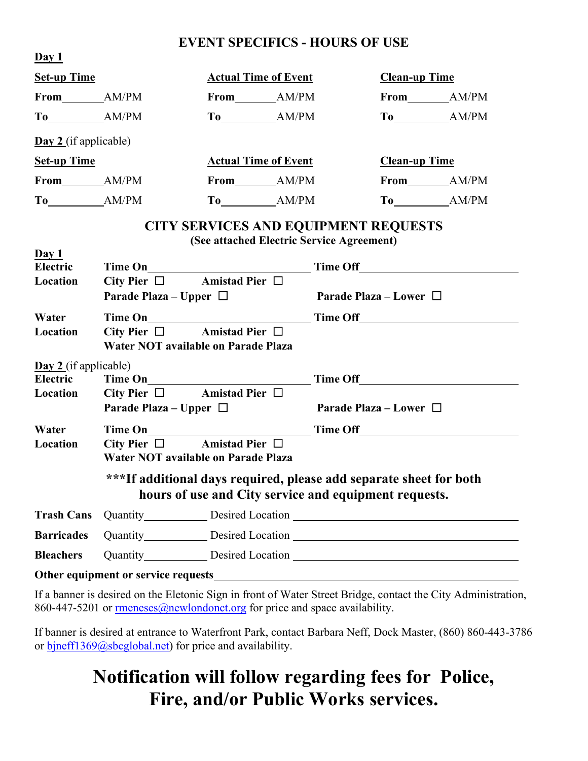## EVENT SPECIFICS - HOURS OF USE

**Day 1**

| **Set-up Time** | **Actual Time of Event** | **Clean-up Time** |
|---|---|---|
| **From**_______AM/PM | **From**_______AM/PM | **From**_______AM/PM |
| **To**_________AM/PM | **To**_________AM/PM | **To**_________AM/PM |

**Day 2** (if applicable)

| **Set-up Time** | **Actual Time of Event** | **Clean-up Time** |
|---|---|---|
| **From**_______AM/PM | **From**_______AM/PM | **From**_______AM/PM |
| **To**_________AM/PM | **To**_________AM/PM | **To**_________AM/PM |

## CITY SERVICES AND EQUIPMENT REQUESTS

**(See attached Electric Service Agreement)**

**Day 1**

**Electric** — **Time On**____________________________ **Time Off**____________________________

**Location** — **City Pier** ☐ **Amistad Pier** ☐ **Parade Plaza – Upper** ☐ **Parade Plaza – Lower** ☐

**Water** — **Time On**____________________________ **Time Off**____________________________

**Location** — **City Pier** ☐ **Amistad Pier** ☐

**Water NOT available on Parade Plaza**

**Day 2** (if applicable)

**Electric** — **Time On**____________________________ **Time Off**____________________________

**Location** — **City Pier** ☐ **Amistad Pier** ☐ **Parade Plaza – Upper** ☐ **Parade Plaza – Lower** ☐

**Water** — **Time On**____________________________ **Time Off**____________________________

**Location** — **City Pier** ☐ **Amistad Pier** ☐

**Water NOT available on Parade Plaza**

**\*\*\*If additional days required, please add separate sheet for both hours of use and City service and equipment requests.**

**Trash Cans** Quantity__________ Desired Location ________________________________________

**Barricades** Quantity__________ Desired Location ________________________________________

**Bleachers** Quantity__________ Desired Location ________________________________________

**Other equipment or service requests**____________________________________________________

If a banner is desired on the Eletonic Sign in front of Water Street Bridge, contact the City Administration, 860-447-5201 or rmeneses@newlondonct.org for price and space availability.

If banner is desired at entrance to Waterfront Park, contact Barbara Neff, Dock Master, (860) 860-443-3786 or bjneff1369@sbcglobal.net) for price and availability.

# Notification will follow regarding fees for Police, Fire, and/or Public Works services.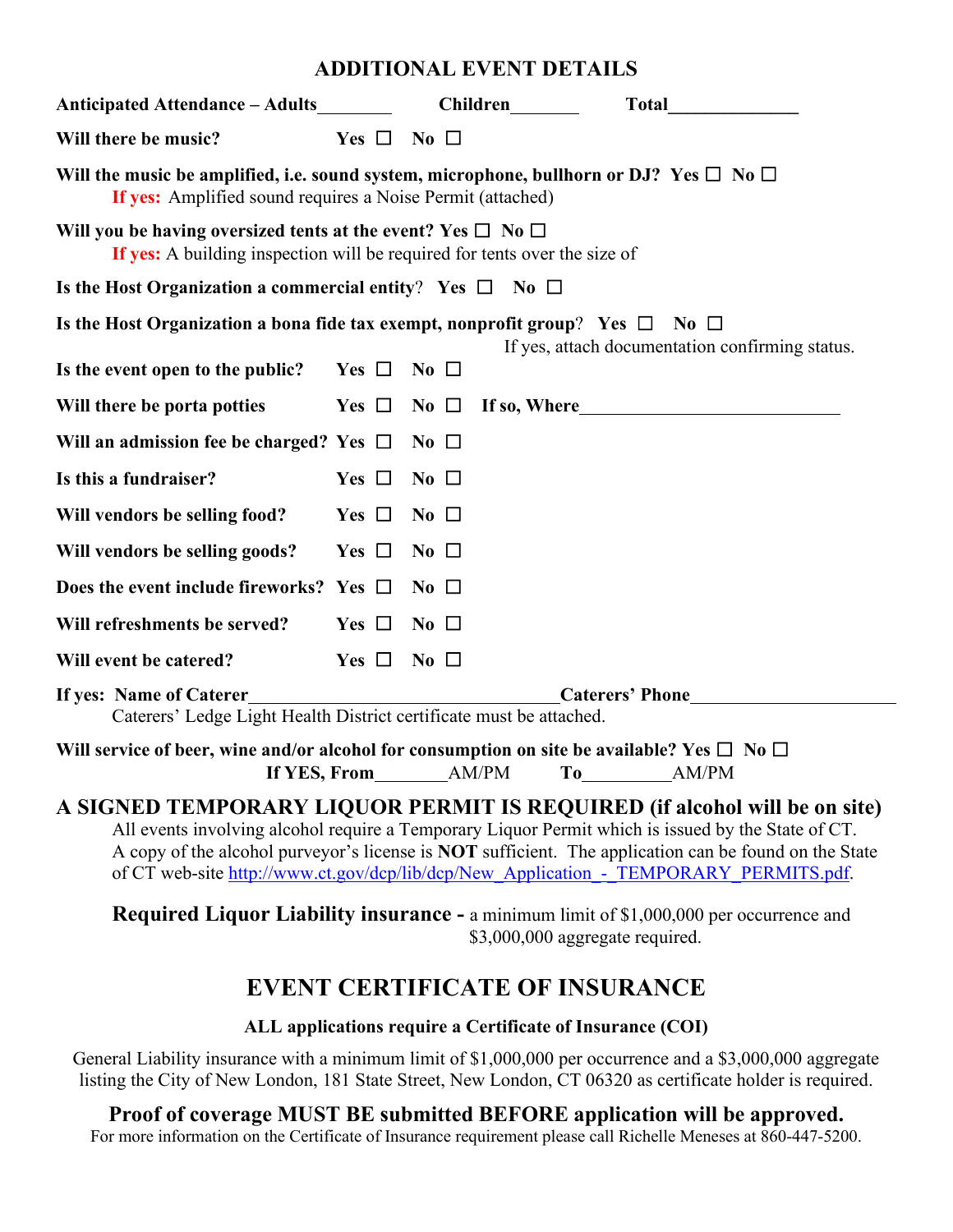## ADDITIONAL EVENT DETAILS

**Anticipated Attendance – Adults**________ **Children**_______ **Total**______________

**Will there be music?** **Yes** ☐ **No** ☐

**Will the music be amplified, i.e. sound system, microphone, bullhorn or DJ?** **Yes** ☐ **No** ☐

**If yes:** Amplified sound requires a Noise Permit (attached)

**Will you be having oversized tents at the event?** **Yes** ☐ **No** ☐

**If yes:** A building inspection will be required for tents over the size of

**Is the Host Organization a commercial entity**? **Yes** ☐ **No** ☐

**Is the Host Organization a bona fide tax exempt, nonprofit group**? **Yes** ☐ **No** ☐

If yes, attach documentation confirming status.

**Is the event open to the public?** **Yes** ☐ **No** ☐

**Will there be porta potties** **Yes** ☐ **No** ☐ **If so, Where**___________________________

**Will an admission fee be charged?** **Yes** ☐ **No** ☐

**Is this a fundraiser?** **Yes** ☐ **No** ☐

**Will vendors be selling food?** **Yes** ☐ **No** ☐

**Will vendors be selling goods?** **Yes** ☐ **No** ☐

**Does the event include fireworks?** **Yes** ☐ **No** ☐

**Will refreshments be served?** **Yes** ☐ **No** ☐

**Will event be catered?** **Yes** ☐ **No** ☐

**If yes: Name of Caterer**_________________________________**Caterers' Phone**____________________

Caterers' Ledge Light Health District certificate must be attached.

**Will service of beer, wine and/or alcohol for consumption on site be available?** **Yes** ☐ **No** ☐

**If YES, From**________AM/PM **To**_________AM/PM

### A SIGNED TEMPORARY LIQUOR PERMIT IS REQUIRED (if alcohol will be on site)

All events involving alcohol require a Temporary Liquor Permit which is issued by the State of CT. A copy of the alcohol purveyor's license is **NOT** sufficient. The application can be found on the State of CT web-site http://www.ct.gov/dcp/lib/dcp/New_Application_-_TEMPORARY_PERMITS.pdf.

**Required Liquor Liability insurance -** a minimum limit of $1,000,000 per occurrence and $3,000,000 aggregate required.

## EVENT CERTIFICATE OF INSURANCE

**ALL applications require a Certificate of Insurance (COI)**

General Liability insurance with a minimum limit of $1,000,000 per occurrence and a $3,000,000 aggregate listing the City of New London, 181 State Street, New London, CT 06320 as certificate holder is required.

**Proof of coverage MUST BE submitted BEFORE application will be approved.**

For more information on the Certificate of Insurance requirement please call Richelle Meneses at 860-447-5200.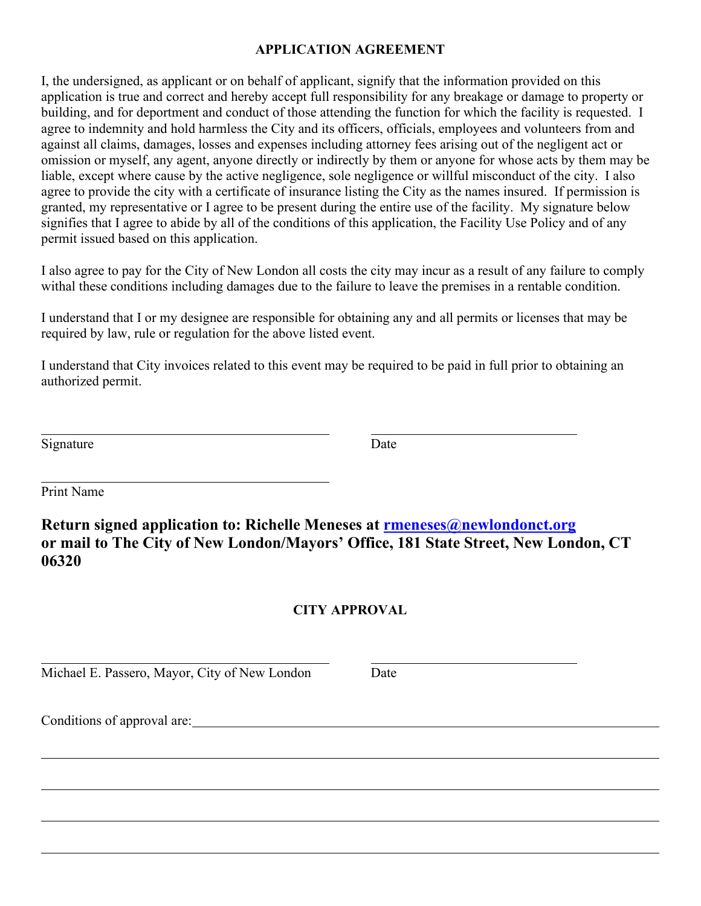## APPLICATION AGREEMENT

I, the undersigned, as applicant or on behalf of applicant, signify that the information provided on this application is true and correct and hereby accept full responsibility for any breakage or damage to property or building, and for deportment and conduct of those attending the function for which the facility is requested. I agree to indemnity and hold harmless the City and its officers, officials, employees and volunteers from and against all claims, damages, losses and expenses including attorney fees arising out of the negligent act or omission or myself, any agent, anyone directly or indirectly by them or anyone for whose acts by them may be liable, except where cause by the active negligence, sole negligence or willful misconduct of the city. I also agree to provide the city with a certificate of insurance listing the City as the names insured. If permission is granted, my representative or I agree to be present during the entire use of the facility. My signature below signifies that I agree to abide by all of the conditions of this application, the Facility Use Policy and of any permit issued based on this application.

I also agree to pay for the City of New London all costs the city may incur as a result of any failure to comply withal these conditions including damages due to the failure to leave the premises in a rentable condition.

I understand that I or my designee are responsible for obtaining any and all permits or licenses that may be required by law, rule or regulation for the above listed event.

I understand that City invoices related to this event may be required to be paid in full prior to obtaining an authorized permit.

\_\_\_\_\_\_\_\_\_\_\_\_\_\_\_\_\_\_\_\_\_\_\_\_\_\_\_\_\_\_\_\_\_\_\_\_\_\_\_\_ \_\_\_\_\_\_\_\_\_\_\_\_\_\_\_\_\_\_\_\_\_\_\_\_\_\_\_\_\_\_

Signature Date

\_\_\_\_\_\_\_\_\_\_\_\_\_\_\_\_\_\_\_\_\_\_\_\_\_\_\_\_\_\_\_\_\_\_\_\_\_\_\_\_

Print Name

**Return signed application to: Richelle Meneses at rmeneses@newlondonct.org or mail to The City of New London/Mayors' Office, 181 State Street, New London, CT 06320**

## CITY APPROVAL

\_\_\_\_\_\_\_\_\_\_\_\_\_\_\_\_\_\_\_\_\_\_\_\_\_\_\_\_\_\_\_\_\_\_\_\_\_\_\_\_ \_\_\_\_\_\_\_\_\_\_\_\_\_\_\_\_\_\_\_\_\_\_\_\_\_\_\_\_\_\_

Michael E. Passero, Mayor, City of New London Date

Conditions of approval are:\_\_\_\_\_\_\_\_\_\_\_\_\_\_\_\_\_\_\_\_\_\_\_\_\_\_\_\_\_\_\_\_\_\_\_\_\_\_\_\_\_\_\_\_\_\_\_\_\_\_\_\_\_\_\_\_\_\_\_\_

\_\_\_\_\_\_\_\_\_\_\_\_\_\_\_\_\_\_\_\_\_\_\_\_\_\_\_\_\_\_\_\_\_\_\_\_\_\_\_\_\_\_\_\_\_\_\_\_\_\_\_\_\_\_\_\_\_\_\_\_\_\_\_\_\_\_\_\_\_\_\_\_\_\_\_\_\_\_\_\_\_\_\_\_\_\_

\_\_\_\_\_\_\_\_\_\_\_\_\_\_\_\_\_\_\_\_\_\_\_\_\_\_\_\_\_\_\_\_\_\_\_\_\_\_\_\_\_\_\_\_\_\_\_\_\_\_\_\_\_\_\_\_\_\_\_\_\_\_\_\_\_\_\_\_\_\_\_\_\_\_\_\_\_\_\_\_\_\_\_\_\_\_

\_\_\_\_\_\_\_\_\_\_\_\_\_\_\_\_\_\_\_\_\_\_\_\_\_\_\_\_\_\_\_\_\_\_\_\_\_\_\_\_\_\_\_\_\_\_\_\_\_\_\_\_\_\_\_\_\_\_\_\_\_\_\_\_\_\_\_\_\_\_\_\_\_\_\_\_\_\_\_\_\_\_\_\_\_\_

\_\_\_\_\_\_\_\_\_\_\_\_\_\_\_\_\_\_\_\_\_\_\_\_\_\_\_\_\_\_\_\_\_\_\_\_\_\_\_\_\_\_\_\_\_\_\_\_\_\_\_\_\_\_\_\_\_\_\_\_\_\_\_\_\_\_\_\_\_\_\_\_\_\_\_\_\_\_\_\_\_\_\_\_\_\_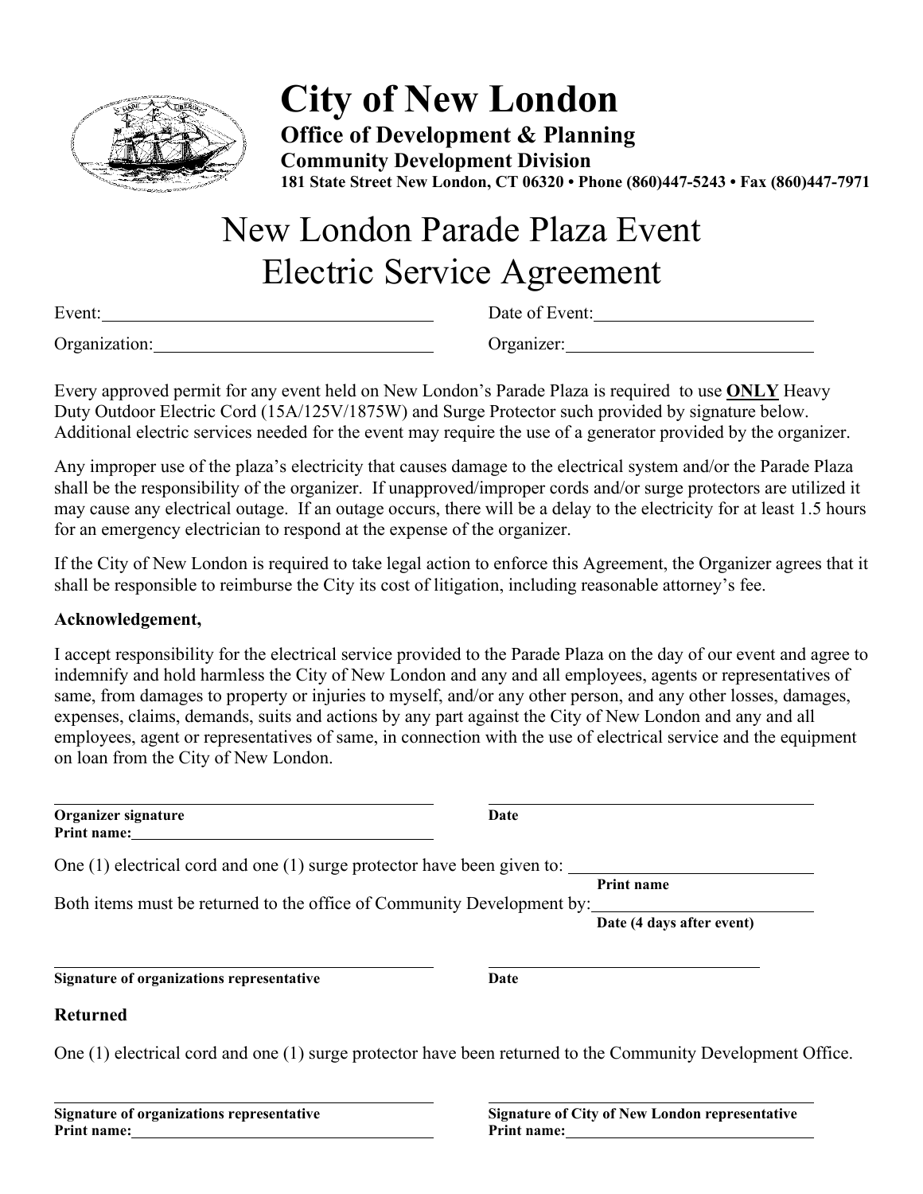# City of New London

**Office of Development & Planning**

**Community Development Division**

**181 State Street New London, CT 06320 • Phone (860)447-5243 • Fax (860)447-7971**

## New London Parade Plaza Event Electric Service Agreement

Event:______________________________________ Date of Event:_________________________

Organization:_______________________________ Organizer:____________________________

Every approved permit for any event held on New London's Parade Plaza is required to use **ONLY** Heavy Duty Outdoor Electric Cord (15A/125V/1875W) and Surge Protector such provided by signature below. Additional electric services needed for the event may require the use of a generator provided by the organizer.

Any improper use of the plaza's electricity that causes damage to the electrical system and/or the Parade Plaza shall be the responsibility of the organizer. If unapproved/improper cords and/or surge protectors are utilized it may cause any electrical outage. If an outage occurs, there will be a delay to the electricity for at least 1.5 hours for an emergency electrician to respond at the expense of the organizer.

If the City of New London is required to take legal action to enforce this Agreement, the Organizer agrees that it shall be responsible to reimburse the City its cost of litigation, including reasonable attorney's fee.

**Acknowledgement,**

I accept responsibility for the electrical service provided to the Parade Plaza on the day of our event and agree to indemnify and hold harmless the City of New London and any and all employees, agents or representatives of same, from damages to property or injuries to myself, and/or any other person, and any other losses, damages, expenses, claims, demands, suits and actions by any part against the City of New London and any and all employees, agent or representatives of same, in connection with the use of electrical service and the equipment on loan from the City of New London.

_________________________________________ _________________________________________

**Organizer signature** **Date**

**Print name:**_________________________________

One (1) electrical cord and one (1) surge protector have been given to: _________________________

**Print name**

Both items must be returned to the office of Community Development by:_________________________

**Date (4 days after event)**

_________________________________________ _________________________________________

**Signature of organizations representative** **Date**

**Returned**

One (1) electrical cord and one (1) surge protector have been returned to the Community Development Office.

_________________________________________ _________________________________________

**Signature of organizations representative** **Signature of City of New London representative**

**Print name:**_________________________________ **Print name:**_________________________________